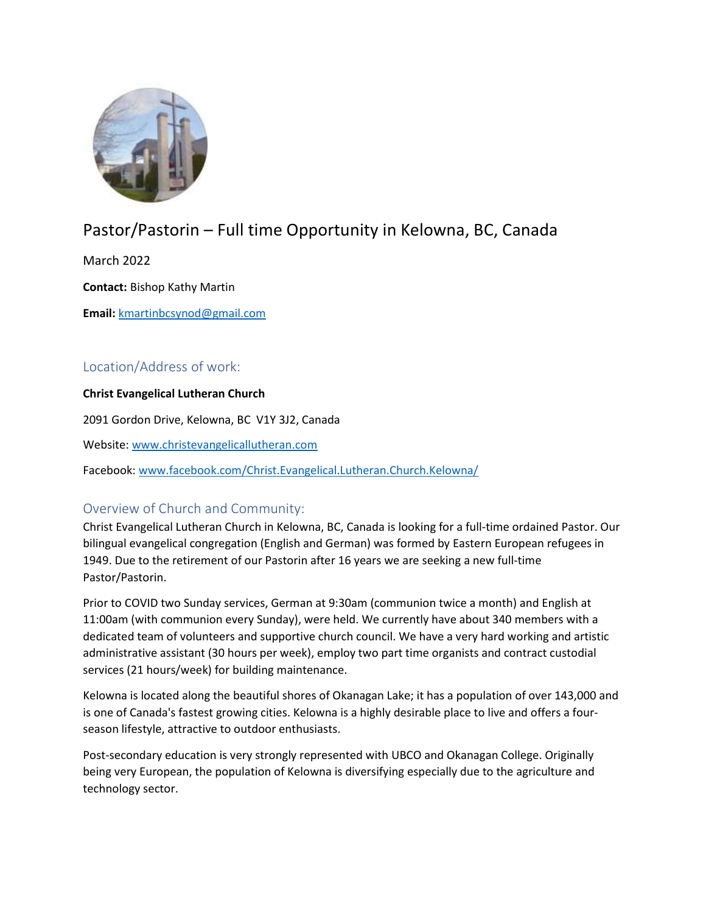# Pastor/Pastorin – Full time Opportunity in Kelowna, BC, Canada

March 2022

**Contact:** Bishop Kathy Martin

**Email:** kmartinbcsynod@gmail.com

## Location/Address of work:

**Christ Evangelical Lutheran Church**

2091 Gordon Drive, Kelowna, BC V1Y 3J2, Canada

Website: www.christevangelicallutheran.com

Facebook: www.facebook.com/Christ.Evangelical.Lutheran.Church.Kelowna/

## Overview of Church and Community:

Christ Evangelical Lutheran Church in Kelowna, BC, Canada is looking for a full-time ordained Pastor. Our bilingual evangelical congregation (English and German) was formed by Eastern European refugees in 1949. Due to the retirement of our Pastorin after 16 years we are seeking a new full-time Pastor/Pastorin.

Prior to COVID two Sunday services, German at 9:30am (communion twice a month) and English at 11:00am (with communion every Sunday), were held. We currently have about 340 members with a dedicated team of volunteers and supportive church council. We have a very hard working and artistic administrative assistant (30 hours per week), employ two part time organists and contract custodial services (21 hours/week) for building maintenance.

Kelowna is located along the beautiful shores of Okanagan Lake; it has a population of over 143,000 and is one of Canada's fastest growing cities. Kelowna is a highly desirable place to live and offers a four-season lifestyle, attractive to outdoor enthusiasts.

Post-secondary education is very strongly represented with UBCO and Okanagan College. Originally being very European, the population of Kelowna is diversifying especially due to the agriculture and technology sector.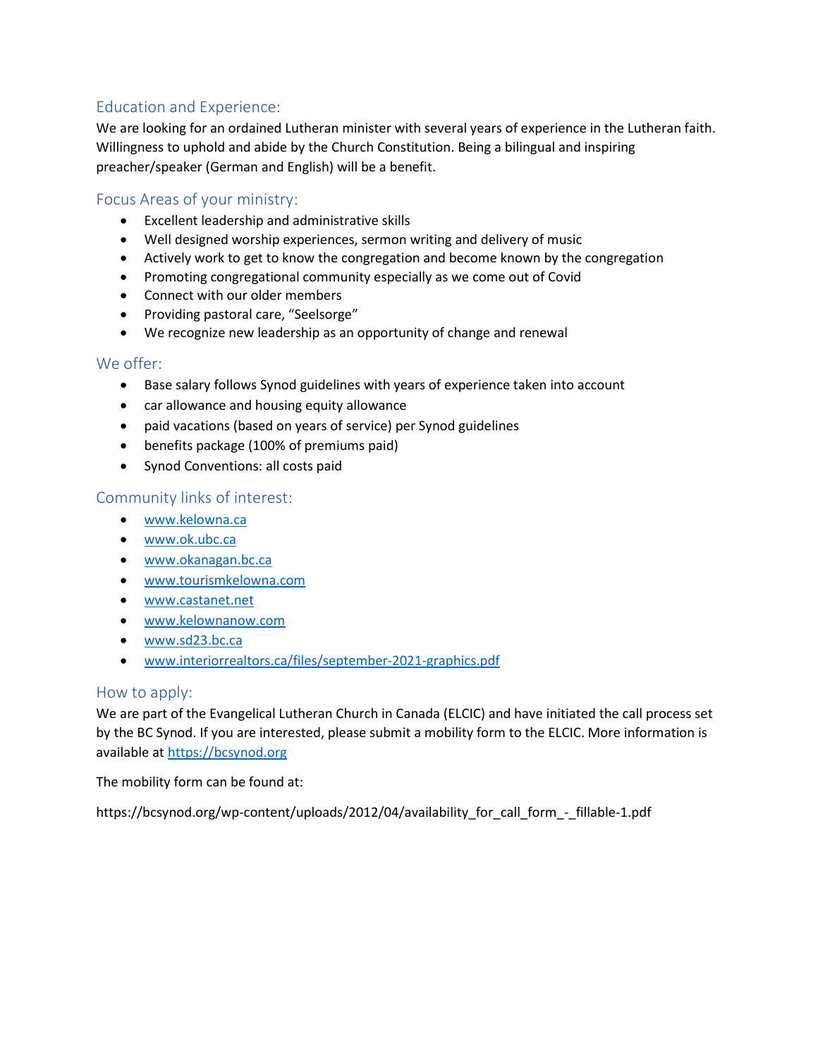## Education and Experience:

We are looking for an ordained Lutheran minister with several years of experience in the Lutheran faith. Willingness to uphold and abide by the Church Constitution. Being a bilingual and inspiring preacher/speaker (German and English) will be a benefit.

## Focus Areas of your ministry:

- Excellent leadership and administrative skills
- Well designed worship experiences, sermon writing and delivery of music
- Actively work to get to know the congregation and become known by the congregation
- Promoting congregational community especially as we come out of Covid
- Connect with our older members
- Providing pastoral care, "Seelsorge"
- We recognize new leadership as an opportunity of change and renewal

## We offer:

- Base salary follows Synod guidelines with years of experience taken into account
- car allowance and housing equity allowance
- paid vacations (based on years of service) per Synod guidelines
- benefits package (100% of premiums paid)
- Synod Conventions: all costs paid

## Community links of interest:

- www.kelowna.ca
- www.ok.ubc.ca
- www.okanagan.bc.ca
- www.tourismkelowna.com
- www.castanet.net
- www.kelownanow.com
- www.sd23.bc.ca
- www.interiorrealtors.ca/files/september-2021-graphics.pdf

## How to apply:

We are part of the Evangelical Lutheran Church in Canada (ELCIC) and have initiated the call process set by the BC Synod. If you are interested, please submit a mobility form to the ELCIC. More information is available at https://bcsynod.org

The mobility form can be found at:

https://bcsynod.org/wp-content/uploads/2012/04/availability_for_call_form_-_fillable-1.pdf